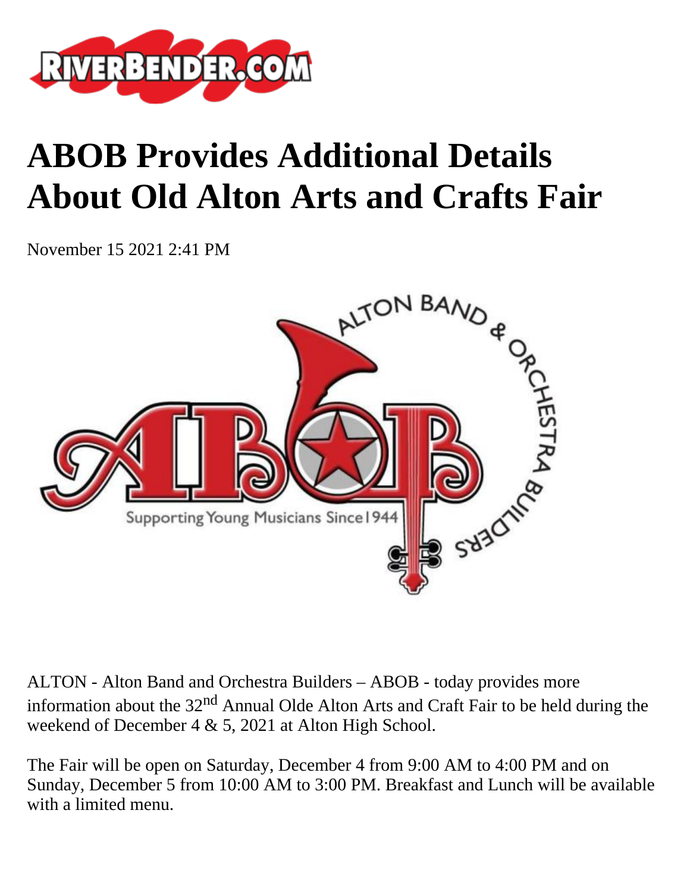# ABOB Provides Additional Details About Old Alton Arts and Crafts Fair

November 15 2021 2:41 PM

ALTON - Alton Band and Orchestra Builders – ABOB - today provides more information about the 32nd Annual Olde Alton Arts and Craft Fair to be held during the weekend of December 4 & 5, 2021 at Alton High School.

The Fair will be open on Saturday, December 4 from 9:00 AM to 4:00 PM and on Sunday, December 5 from 10:00 AM to 3:00 PM. Breakfast and Lunch will be available with a limited menu.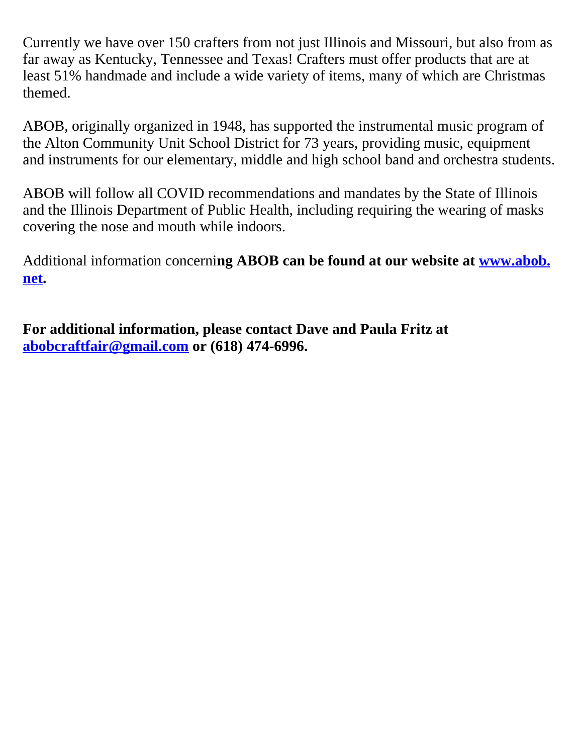Currently we have over 150 crafters from not just Illinois and Missouri, but also from as far away as Kentucky, Tennessee and Texas! Crafters must offer products that are at least 51% handmade and include a wide variety of items, many of which are Christmas themed.

ABOB, originally organized in 1948, has supported the instrumental music program of the Alton Community Unit School District for 73 years, providing music, equipment and instruments for our elementary, middle and high school band and orchestra students.

ABOB will follow all COVID recommendations and mandates by the State of Illinois and the Illinois Department of Public Health, including requiring the wearing of masks covering the nose and mouth while indoors.

Additional information concerni**ng ABOB can be found at our website at www.abob.net.**

**For additional information, please contact Dave and Paula Fritz at abobcraftfair@gmail.com or (618) 474-6996.**